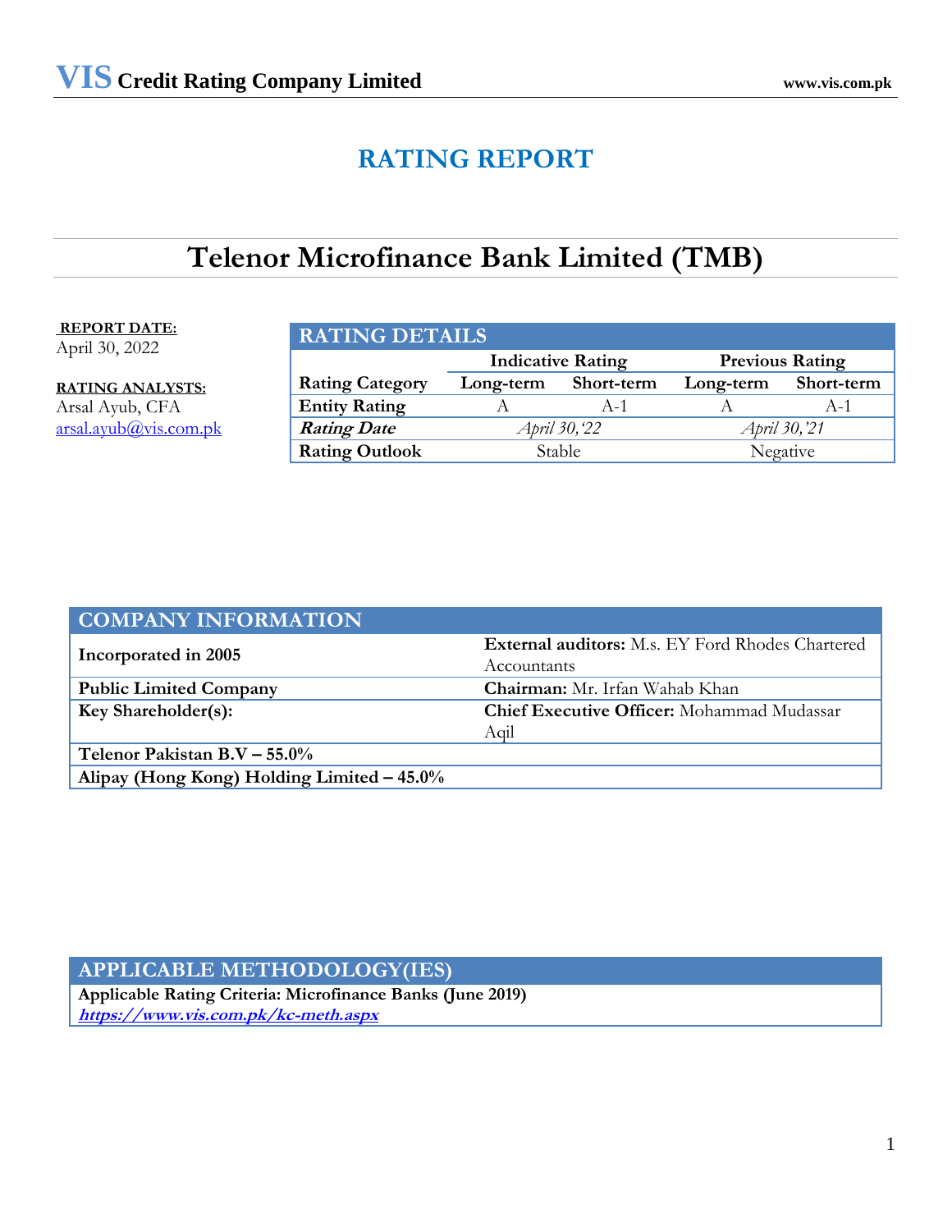# RATING REPORT

# Telenor Microfinance Bank Limited (TMB)

**REPORT DATE:**
April 30, 2022

**RATING ANALYSTS:**
Arsal Ayub, CFA
arsal.ayub@vis.com.pk

| RATING DETAILS | | | | |
|---|---|---|---|---|
| | **Indicative Rating** | | **Previous Rating** | |
| **Rating Category** | **Long-term** | **Short-term** | **Long-term** | **Short-term** |
| **Entity Rating** | A | A-1 | A | A-1 |
| ***Rating Date*** | *April 30,'22* | | *April 30,'21* | |
| **Rating Outlook** | Stable | | Negative | |

| COMPANY INFORMATION | |
|---|---|
| **Incorporated in 2005** | **External auditors:** M.s. EY Ford Rhodes Chartered Accountants |
| **Public Limited Company** | **Chairman:** Mr. Irfan Wahab Khan |
| **Key Shareholder(s):** | **Chief Executive Officer:** Mohammad Mudassar Aqil |
| **Telenor Pakistan B.V – 55.0%** | |
| **Alipay (Hong Kong) Holding Limited – 45.0%** | |

| APPLICABLE METHODOLOGY(IES) |
|---|
| **Applicable Rating Criteria: Microfinance Banks (June 2019)** |
| ***https://www.vis.com.pk/kc-meth.aspx*** |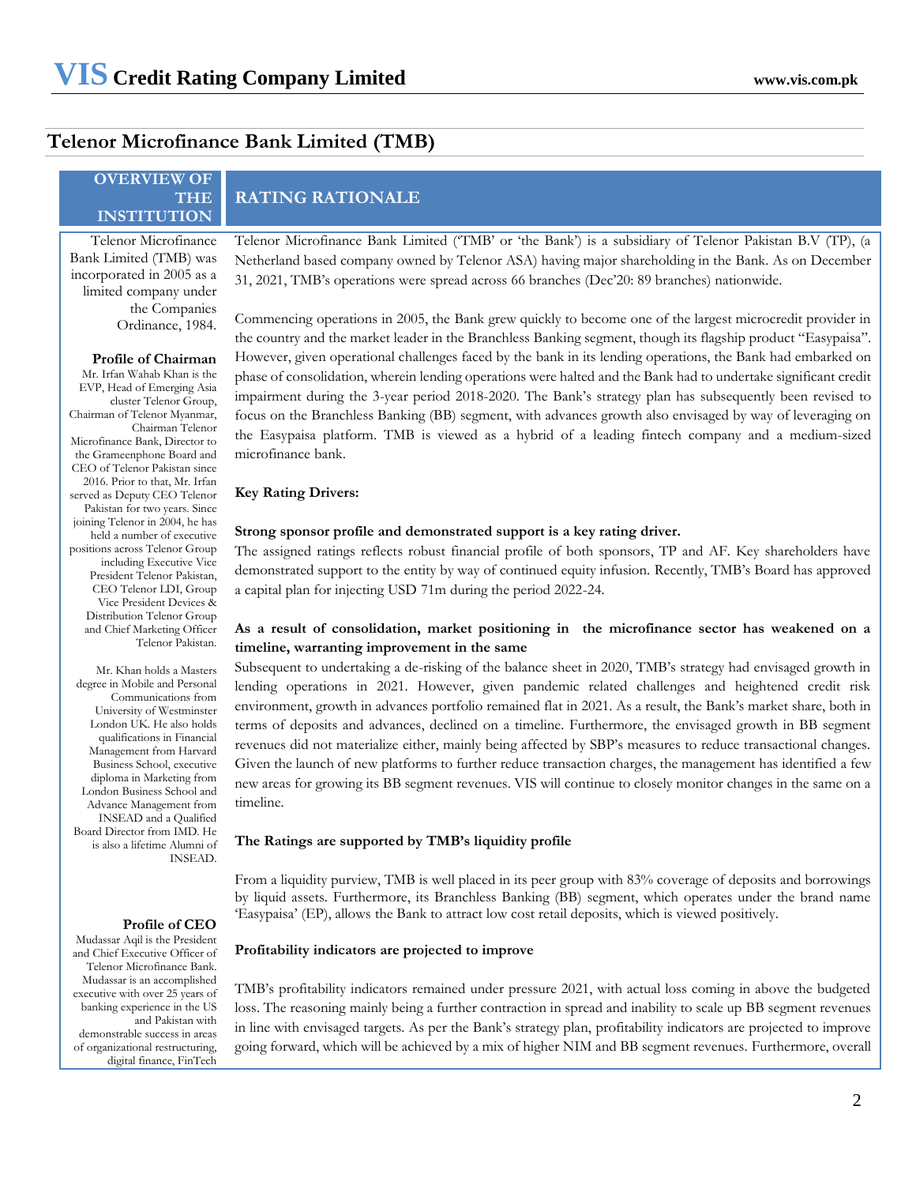# Telenor Microfinance Bank Limited (TMB)

## OVERVIEW OF THE INSTITUTION

Telenor Microfinance Bank Limited (TMB) was incorporated in 2005 as a limited company under the Companies Ordinance, 1984.

**Profile of Chairman**

Mr. Irfan Wahab Khan is the EVP, Head of Emerging Asia cluster Telenor Group, Chairman of Telenor Myanmar, Chairman Telenor Microfinance Bank, Director to the Grameenphone Board and CEO of Telenor Pakistan since 2016. Prior to that, Mr. Irfan served as Deputy CEO Telenor Pakistan for two years. Since joining Telenor in 2004, he has held a number of executive positions across Telenor Group including Executive Vice President Telenor Pakistan, CEO Telenor LDI, Group Vice President Devices & Distribution Telenor Group and Chief Marketing Officer Telenor Pakistan.

Mr. Khan holds a Masters degree in Mobile and Personal Communications from University of Westminster London UK. He also holds qualifications in Financial Management from Harvard Business School, executive diploma in Marketing from London Business School and Advance Management from INSEAD and a Qualified Board Director from IMD. He is also a lifetime Alumni of INSEAD.

**Profile of CEO**

Mudassar Aqil is the President and Chief Executive Officer of Telenor Microfinance Bank. Mudassar is an accomplished executive with over 25 years of banking experience in the US and Pakistan with demonstrable success in areas of organizational restructuring, digital finance, FinTech

## RATING RATIONALE

Telenor Microfinance Bank Limited ('TMB' or 'the Bank') is a subsidiary of Telenor Pakistan B.V (TP), (a Netherland based company owned by Telenor ASA) having major shareholding in the Bank. As on December 31, 2021, TMB's operations were spread across 66 branches (Dec'20: 89 branches) nationwide.

Commencing operations in 2005, the Bank grew quickly to become one of the largest microcredit provider in the country and the market leader in the Branchless Banking segment, though its flagship product "Easypaisa". However, given operational challenges faced by the bank in its lending operations, the Bank had embarked on phase of consolidation, wherein lending operations were halted and the Bank had to undertake significant credit impairment during the 3-year period 2018-2020. The Bank's strategy plan has subsequently been revised to focus on the Branchless Banking (BB) segment, with advances growth also envisaged by way of leveraging on the Easypaisa platform. TMB is viewed as a hybrid of a leading fintech company and a medium-sized microfinance bank.

**Key Rating Drivers:**

**Strong sponsor profile and demonstrated support is a key rating driver.**

The assigned ratings reflects robust financial profile of both sponsors, TP and AF. Key shareholders have demonstrated support to the entity by way of continued equity infusion. Recently, TMB's Board has approved a capital plan for injecting USD 71m during the period 2022-24.

**As a result of consolidation, market positioning in the microfinance sector has weakened on a timeline, warranting improvement in the same**

Subsequent to undertaking a de-risking of the balance sheet in 2020, TMB's strategy had envisaged growth in lending operations in 2021. However, given pandemic related challenges and heightened credit risk environment, growth in advances portfolio remained flat in 2021. As a result, the Bank's market share, both in terms of deposits and advances, declined on a timeline. Furthermore, the envisaged growth in BB segment revenues did not materialize either, mainly being affected by SBP's measures to reduce transactional changes. Given the launch of new platforms to further reduce transaction charges, the management has identified a few new areas for growing its BB segment revenues. VIS will continue to closely monitor changes in the same on a timeline.

**The Ratings are supported by TMB's liquidity profile**

From a liquidity purview, TMB is well placed in its peer group with 83% coverage of deposits and borrowings by liquid assets. Furthermore, its Branchless Banking (BB) segment, which operates under the brand name 'Easypaisa' (EP), allows the Bank to attract low cost retail deposits, which is viewed positively.

**Profitability indicators are projected to improve**

TMB's profitability indicators remained under pressure 2021, with actual loss coming in above the budgeted loss. The reasoning mainly being a further contraction in spread and inability to scale up BB segment revenues in line with envisaged targets. As per the Bank's strategy plan, profitability indicators are projected to improve going forward, which will be achieved by a mix of higher NIM and BB segment revenues. Furthermore, overall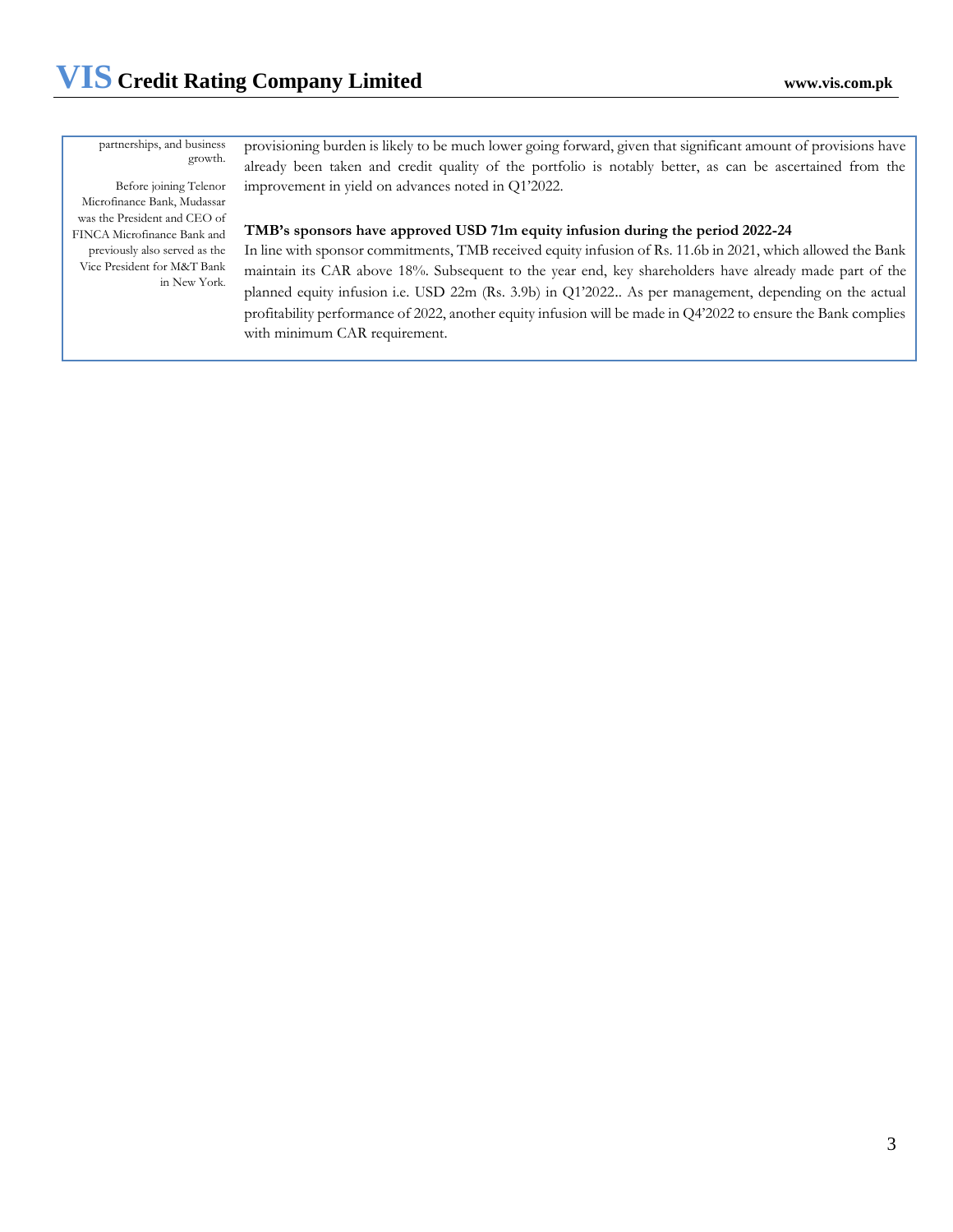partnerships, and business growth.

Before joining Telenor Microfinance Bank, Mudassar was the President and CEO of FINCA Microfinance Bank and previously also served as the Vice President for M&T Bank in New York.

provisioning burden is likely to be much lower going forward, given that significant amount of provisions have already been taken and credit quality of the portfolio is notably better, as can be ascertained from the improvement in yield on advances noted in Q1'2022.

**TMB's sponsors have approved USD 71m equity infusion during the period 2022-24**

In line with sponsor commitments, TMB received equity infusion of Rs. 11.6b in 2021, which allowed the Bank maintain its CAR above 18%. Subsequent to the year end, key shareholders have already made part of the planned equity infusion i.e. USD 22m (Rs. 3.9b) in Q1'2022.. As per management, depending on the actual profitability performance of 2022, another equity infusion will be made in Q4'2022 to ensure the Bank complies with minimum CAR requirement.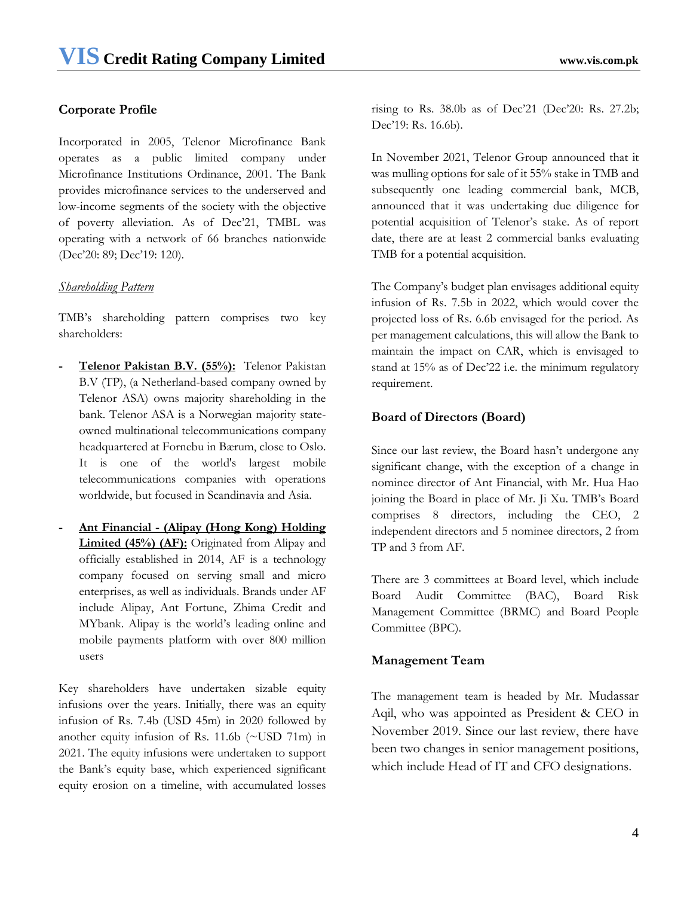## Corporate Profile

Incorporated in 2005, Telenor Microfinance Bank operates as a public limited company under Microfinance Institutions Ordinance, 2001. The Bank provides microfinance services to the underserved and low-income segments of the society with the objective of poverty alleviation. As of Dec'21, TMBL was operating with a network of 66 branches nationwide (Dec'20: 89; Dec'19: 120).

*Shareholding Pattern*

TMB's shareholding pattern comprises two key shareholders:

- **Telenor Pakistan B.V. (55%):** Telenor Pakistan B.V (TP), (a Netherland-based company owned by Telenor ASA) owns majority shareholding in the bank. Telenor ASA is a Norwegian majority state-owned multinational telecommunications company headquartered at Fornebu in Bærum, close to Oslo. It is one of the world's largest mobile telecommunications companies with operations worldwide, but focused in Scandinavia and Asia.

- **Ant Financial - (Alipay (Hong Kong) Holding Limited (45%) (AF):** Originated from Alipay and officially established in 2014, AF is a technology company focused on serving small and micro enterprises, as well as individuals. Brands under AF include Alipay, Ant Fortune, Zhima Credit and MYbank. Alipay is the world's leading online and mobile payments platform with over 800 million users

Key shareholders have undertaken sizable equity infusions over the years. Initially, there was an equity infusion of Rs. 7.4b (USD 45m) in 2020 followed by another equity infusion of Rs. 11.6b (~USD 71m) in 2021. The equity infusions were undertaken to support the Bank's equity base, which experienced significant equity erosion on a timeline, with accumulated losses rising to Rs. 38.0b as of Dec'21 (Dec'20: Rs. 27.2b; Dec'19: Rs. 16.6b).

In November 2021, Telenor Group announced that it was mulling options for sale of it 55% stake in TMB and subsequently one leading commercial bank, MCB, announced that it was undertaking due diligence for potential acquisition of Telenor's stake. As of report date, there are at least 2 commercial banks evaluating TMB for a potential acquisition.

The Company's budget plan envisages additional equity infusion of Rs. 7.5b in 2022, which would cover the projected loss of Rs. 6.6b envisaged for the period. As per management calculations, this will allow the Bank to maintain the impact on CAR, which is envisaged to stand at 15% as of Dec'22 i.e. the minimum regulatory requirement.

## Board of Directors (Board)

Since our last review, the Board hasn't undergone any significant change, with the exception of a change in nominee director of Ant Financial, with Mr. Hua Hao joining the Board in place of Mr. Ji Xu. TMB's Board comprises 8 directors, including the CEO, 2 independent directors and 5 nominee directors, 2 from TP and 3 from AF.

There are 3 committees at Board level, which include Board Audit Committee (BAC), Board Risk Management Committee (BRMC) and Board People Committee (BPC).

## Management Team

The management team is headed by Mr. Mudassar Aqil, who was appointed as President & CEO in November 2019. Since our last review, there have been two changes in senior management positions, which include Head of IT and CFO designations.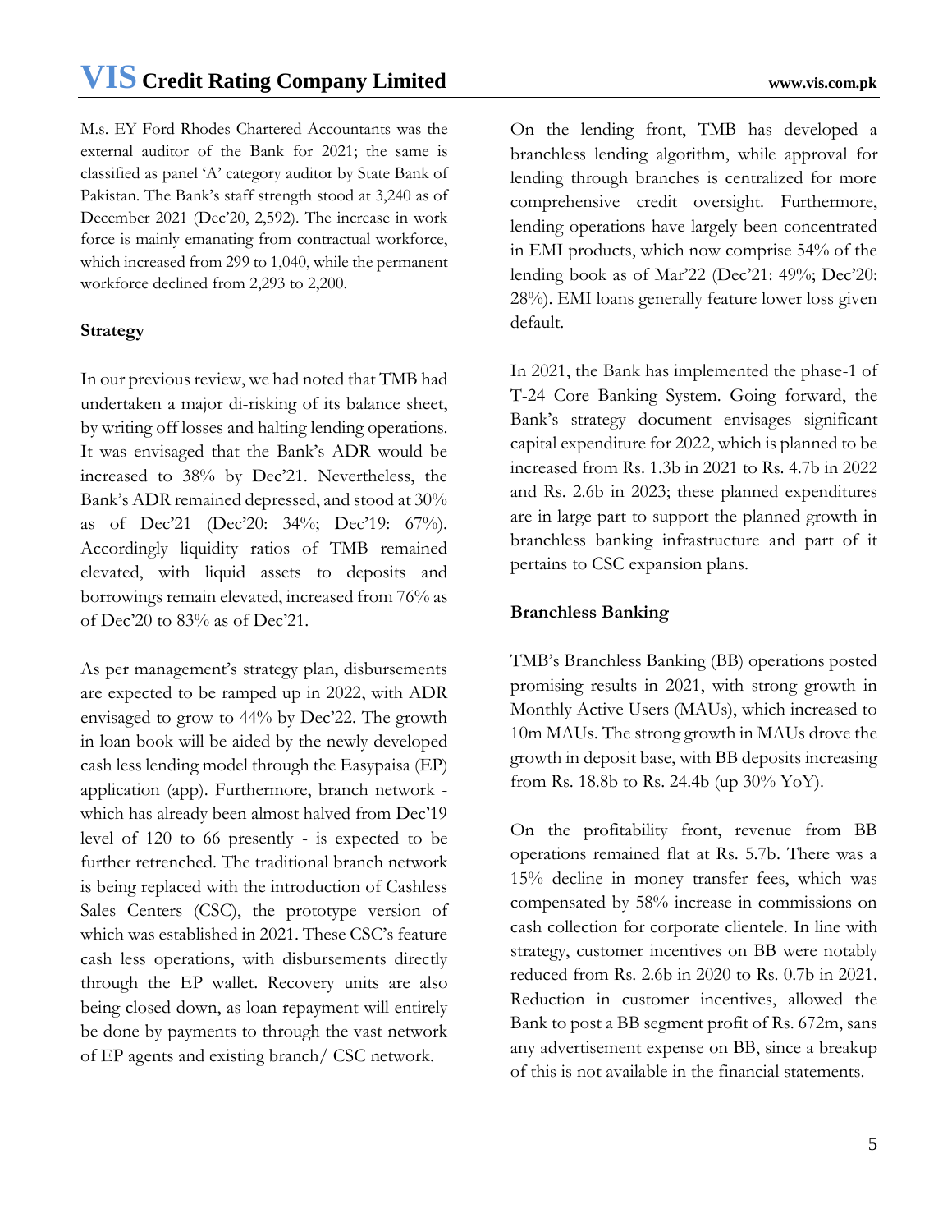M.s. EY Ford Rhodes Chartered Accountants was the external auditor of the Bank for 2021; the same is classified as panel 'A' category auditor by State Bank of Pakistan. The Bank's staff strength stood at 3,240 as of December 2021 (Dec'20, 2,592). The increase in work force is mainly emanating from contractual workforce, which increased from 299 to 1,040, while the permanent workforce declined from 2,293 to 2,200.

**Strategy**

In our previous review, we had noted that TMB had undertaken a major di-risking of its balance sheet, by writing off losses and halting lending operations. It was envisaged that the Bank's ADR would be increased to 38% by Dec'21. Nevertheless, the Bank's ADR remained depressed, and stood at 30% as of Dec'21 (Dec'20: 34%; Dec'19: 67%). Accordingly liquidity ratios of TMB remained elevated, with liquid assets to deposits and borrowings remain elevated, increased from 76% as of Dec'20 to 83% as of Dec'21.

As per management's strategy plan, disbursements are expected to be ramped up in 2022, with ADR envisaged to grow to 44% by Dec'22. The growth in loan book will be aided by the newly developed cash less lending model through the Easypaisa (EP) application (app). Furthermore, branch network - which has already been almost halved from Dec'19 level of 120 to 66 presently - is expected to be further retrenched. The traditional branch network is being replaced with the introduction of Cashless Sales Centers (CSC), the prototype version of which was established in 2021. These CSC's feature cash less operations, with disbursements directly through the EP wallet. Recovery units are also being closed down, as loan repayment will entirely be done by payments to through the vast network of EP agents and existing branch/ CSC network.

On the lending front, TMB has developed a branchless lending algorithm, while approval for lending through branches is centralized for more comprehensive credit oversight. Furthermore, lending operations have largely been concentrated in EMI products, which now comprise 54% of the lending book as of Mar'22 (Dec'21: 49%; Dec'20: 28%). EMI loans generally feature lower loss given default.

In 2021, the Bank has implemented the phase-1 of T-24 Core Banking System. Going forward, the Bank's strategy document envisages significant capital expenditure for 2022, which is planned to be increased from Rs. 1.3b in 2021 to Rs. 4.7b in 2022 and Rs. 2.6b in 2023; these planned expenditures are in large part to support the planned growth in branchless banking infrastructure and part of it pertains to CSC expansion plans.

**Branchless Banking**

TMB's Branchless Banking (BB) operations posted promising results in 2021, with strong growth in Monthly Active Users (MAUs), which increased to 10m MAUs. The strong growth in MAUs drove the growth in deposit base, with BB deposits increasing from Rs. 18.8b to Rs. 24.4b (up 30% YoY).

On the profitability front, revenue from BB operations remained flat at Rs. 5.7b. There was a 15% decline in money transfer fees, which was compensated by 58% increase in commissions on cash collection for corporate clientele. In line with strategy, customer incentives on BB were notably reduced from Rs. 2.6b in 2020 to Rs. 0.7b in 2021. Reduction in customer incentives, allowed the Bank to post a BB segment profit of Rs. 672m, sans any advertisement expense on BB, since a breakup of this is not available in the financial statements.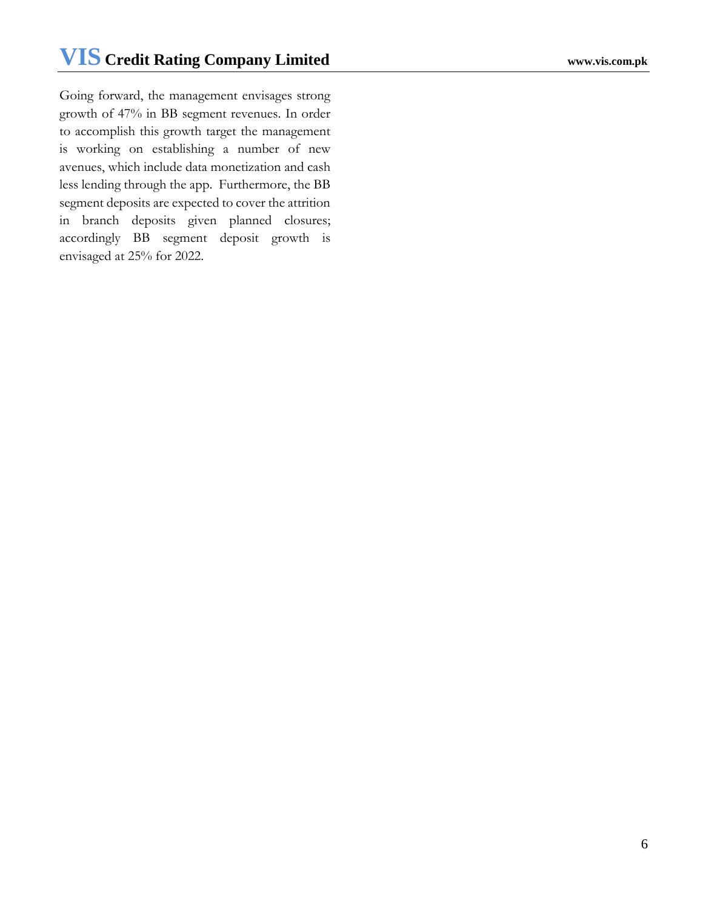Going forward, the management envisages strong growth of 47% in BB segment revenues. In order to accomplish this growth target the management is working on establishing a number of new avenues, which include data monetization and cash less lending through the app. Furthermore, the BB segment deposits are expected to cover the attrition in branch deposits given planned closures; accordingly BB segment deposit growth is envisaged at 25% for 2022.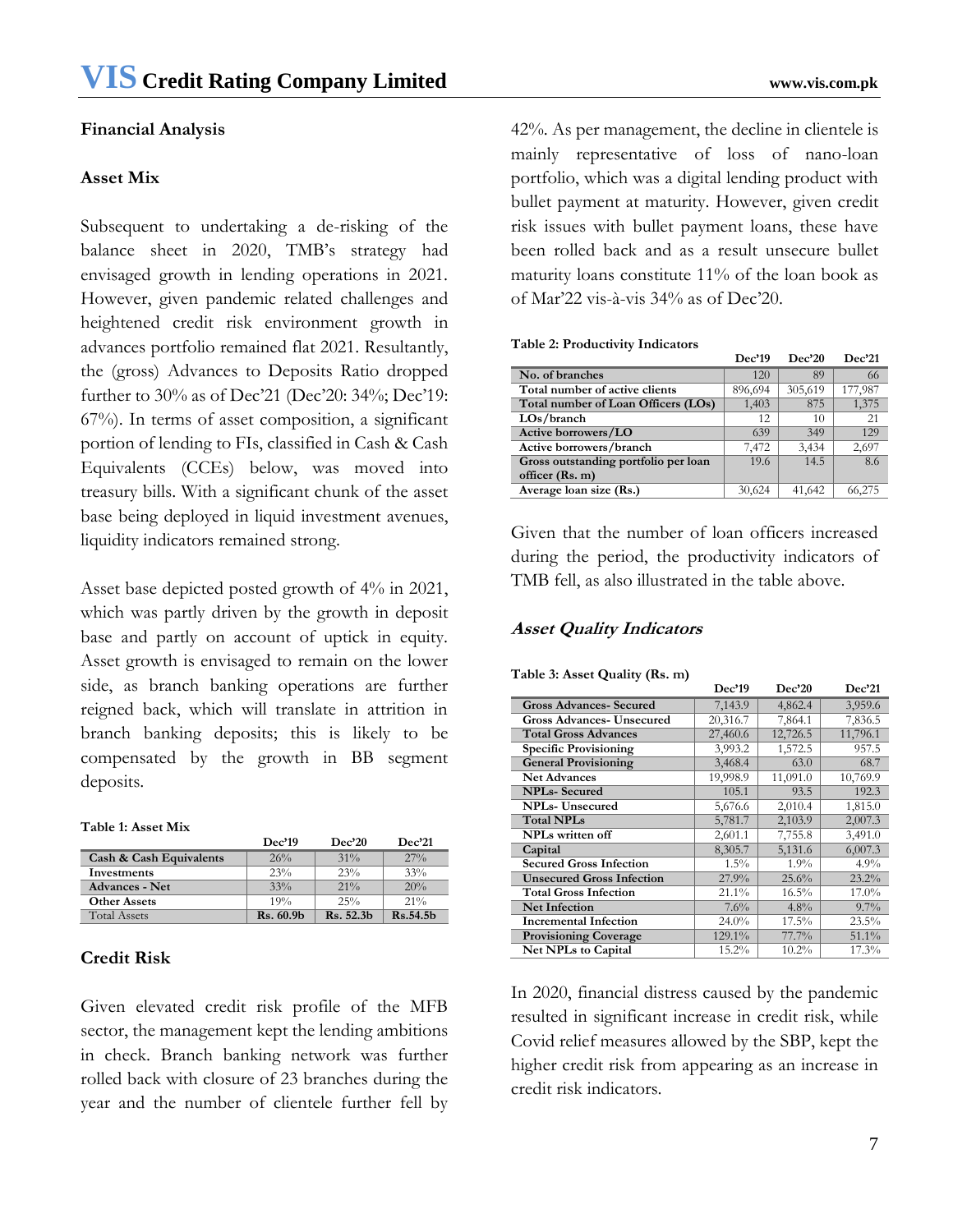## Financial Analysis

### Asset Mix

Subsequent to undertaking a de-risking of the balance sheet in 2020, TMB's strategy had envisaged growth in lending operations in 2021. However, given pandemic related challenges and heightened credit risk environment growth in advances portfolio remained flat 2021. Resultantly, the (gross) Advances to Deposits Ratio dropped further to 30% as of Dec'21 (Dec'20: 34%; Dec'19: 67%). In terms of asset composition, a significant portion of lending to FIs, classified in Cash & Cash Equivalents (CCEs) below, was moved into treasury bills. With a significant chunk of the asset base being deployed in liquid investment avenues, liquidity indicators remained strong.

Asset base depicted posted growth of 4% in 2021, which was partly driven by the growth in deposit base and partly on account of uptick in equity. Asset growth is envisaged to remain on the lower side, as branch banking operations are further reigned back, which will translate in attrition in branch banking deposits; this is likely to be compensated by the growth in BB segment deposits.

**Table 1: Asset Mix**

| | Dec'19 | Dec'20 | Dec'21 |
|---|---|---|---|
| Cash & Cash Equivalents | 26% | 31% | 27% |
| Investments | 23% | 23% | 33% |
| Advances - Net | 33% | 21% | 20% |
| Other Assets | 19% | 25% | 21% |
| Total Assets | Rs. 60.9b | Rs. 52.3b | Rs.54.5b |

### Credit Risk

Given elevated credit risk profile of the MFB sector, the management kept the lending ambitions in check. Branch banking network was further rolled back with closure of 23 branches during the year and the number of clientele further fell by 42%. As per management, the decline in clientele is mainly representative of loss of nano-loan portfolio, which was a digital lending product with bullet payment at maturity. However, given credit risk issues with bullet payment loans, these have been rolled back and as a result unsecure bullet maturity loans constitute 11% of the loan book as of Mar'22 vis-à-vis 34% as of Dec'20.

**Table 2: Productivity Indicators**

| | Dec'19 | Dec'20 | Dec'21 |
|---|---|---|---|
| No. of branches | 120 | 89 | 66 |
| Total number of active clients | 896,694 | 305,619 | 177,987 |
| Total number of Loan Officers (LOs) | 1,403 | 875 | 1,375 |
| LOs/branch | 12 | 10 | 21 |
| Active borrowers/LO | 639 | 349 | 129 |
| Active borrowers/branch | 7,472 | 3,434 | 2,697 |
| Gross outstanding portfolio per loan officer (Rs. m) | 19.6 | 14.5 | 8.6 |
| Average loan size (Rs.) | 30,624 | 41,642 | 66,275 |

Given that the number of loan officers increased during the period, the productivity indicators of TMB fell, as also illustrated in the table above.

### *Asset Quality Indicators*

**Table 3: Asset Quality (Rs. m)**

| | Dec'19 | Dec'20 | Dec'21 |
|---|---|---|---|
| Gross Advances- Secured | 7,143.9 | 4,862.4 | 3,959.6 |
| Gross Advances- Unsecured | 20,316.7 | 7,864.1 | 7,836.5 |
| Total Gross Advances | 27,460.6 | 12,726.5 | 11,796.1 |
| Specific Provisioning | 3,993.2 | 1,572.5 | 957.5 |
| General Provisioning | 3,468.4 | 63.0 | 68.7 |
| Net Advances | 19,998.9 | 11,091.0 | 10,769.9 |
| NPLs- Secured | 105.1 | 93.5 | 192.3 |
| NPLs- Unsecured | 5,676.6 | 2,010.4 | 1,815.0 |
| Total NPLs | 5,781.7 | 2,103.9 | 2,007.3 |
| NPLs written off | 2,601.1 | 7,755.8 | 3,491.0 |
| Capital | 8,305.7 | 5,131.6 | 6,007.3 |
| Secured Gross Infection | 1.5% | 1.9% | 4.9% |
| Unsecured Gross Infection | 27.9% | 25.6% | 23.2% |
| Total Gross Infection | 21.1% | 16.5% | 17.0% |
| Net Infection | 7.6% | 4.8% | 9.7% |
| Incremental Infection | 24.0% | 17.5% | 23.5% |
| Provisioning Coverage | 129.1% | 77.7% | 51.1% |
| Net NPLs to Capital | 15.2% | 10.2% | 17.3% |

In 2020, financial distress caused by the pandemic resulted in significant increase in credit risk, while Covid relief measures allowed by the SBP, kept the higher credit risk from appearing as an increase in credit risk indicators.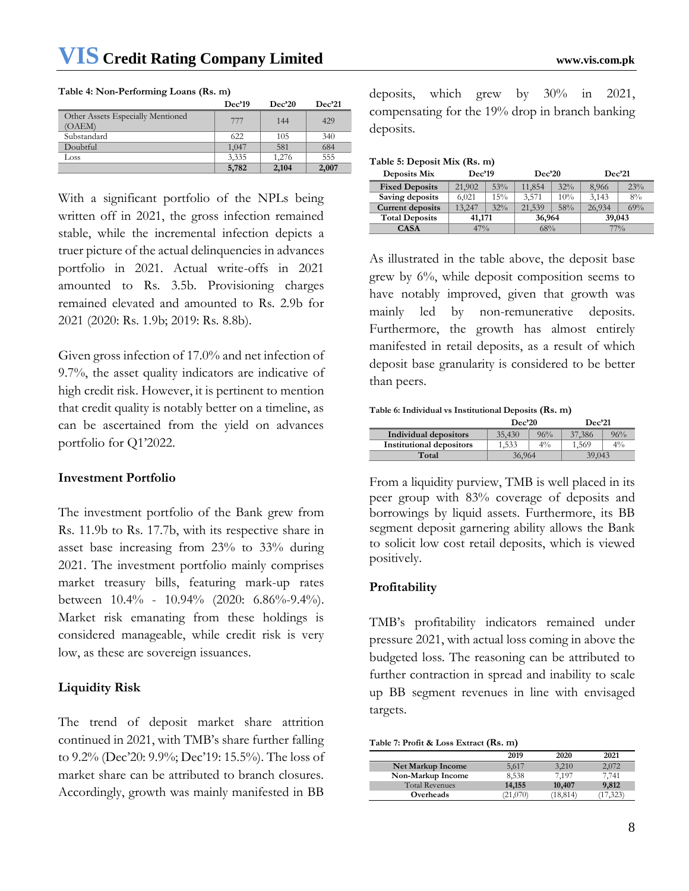**Table 4: Non-Performing Loans (Rs. m)**

| | Dec'19 | Dec'20 | Dec'21 |
|---|---|---|---|
| Other Assets Especially Mentioned (OAEM) | 777 | 144 | 429 |
| Substandard | 622 | 105 | 340 |
| Doubtful | 1,047 | 581 | 684 |
| Loss | 3,335 | 1,276 | 555 |
| | **5,782** | **2,104** | **2,007** |

With a significant portfolio of the NPLs being written off in 2021, the gross infection remained stable, while the incremental infection depicts a truer picture of the actual delinquencies in advances portfolio in 2021. Actual write-offs in 2021 amounted to Rs. 3.5b. Provisioning charges remained elevated and amounted to Rs. 2.9b for 2021 (2020: Rs. 1.9b; 2019: Rs. 8.8b).

Given gross infection of 17.0% and net infection of 9.7%, the asset quality indicators are indicative of high credit risk. However, it is pertinent to mention that credit quality is notably better on a timeline, as can be ascertained from the yield on advances portfolio for Q1'2022.

**Investment Portfolio**

The investment portfolio of the Bank grew from Rs. 11.9b to Rs. 17.7b, with its respective share in asset base increasing from 23% to 33% during 2021. The investment portfolio mainly comprises market treasury bills, featuring mark-up rates between 10.4% - 10.94% (2020: 6.86%-9.4%). Market risk emanating from these holdings is considered manageable, while credit risk is very low, as these are sovereign issuances.

**Liquidity Risk**

The trend of deposit market share attrition continued in 2021, with TMB's share further falling to 9.2% (Dec'20: 9.9%; Dec'19: 15.5%). The loss of market share can be attributed to branch closures. Accordingly, growth was mainly manifested in BB deposits, which grew by 30% in 2021, compensating for the 19% drop in branch banking deposits.

**Table 5: Deposit Mix (Rs. m)**

| Deposits Mix | Dec'19 | | Dec'20 | | Dec'21 | |
|---|---|---|---|---|---|---|
| **Fixed Deposits** | 21,902 | 53% | 11,854 | 32% | 8,966 | 23% |
| **Saving deposits** | 6,021 | 15% | 3,571 | 10% | 3,143 | 8% |
| **Current deposits** | 13,247 | 32% | 21,539 | 58% | 26,934 | 69% |
| **Total Deposits** | **41,171** | | **36,964** | | **39,043** | |
| **CASA** | 47% | | 68% | | 77% | |

As illustrated in the table above, the deposit base grew by 6%, while deposit composition seems to have notably improved, given that growth was mainly led by non-remunerative deposits. Furthermore, the growth has almost entirely manifested in retail deposits, as a result of which deposit base granularity is considered to be better than peers.

**Table 6: Individual vs Institutional Deposits (Rs. m)**

| | Dec'20 | | Dec'21 | |
|---|---|---|---|---|
| **Individual depositors** | 35,430 | 96% | 37,386 | 96% |
| **Institutional depositors** | 1,533 | 4% | 1,569 | 4% |
| **Total** | 36,964 | | 39,043 | |

From a liquidity purview, TMB is well placed in its peer group with 83% coverage of deposits and borrowings by liquid assets. Furthermore, its BB segment deposit garnering ability allows the Bank to solicit low cost retail deposits, which is viewed positively.

**Profitability**

TMB's profitability indicators remained under pressure 2021, with actual loss coming in above the budgeted loss. The reasoning can be attributed to further contraction in spread and inability to scale up BB segment revenues in line with envisaged targets.

**Table 7: Profit & Loss Extract (Rs. m)**

| | 2019 | 2020 | 2021 |
|---|---|---|---|
| **Net Markup Income** | 5,617 | 3,210 | 2,072 |
| **Non-Markup Income** | 8,538 | 7,197 | 7,741 |
| Total Revenues | **14,155** | **10,407** | **9,812** |
| **Overheads** | (21,070) | (18,814) | (17,323) |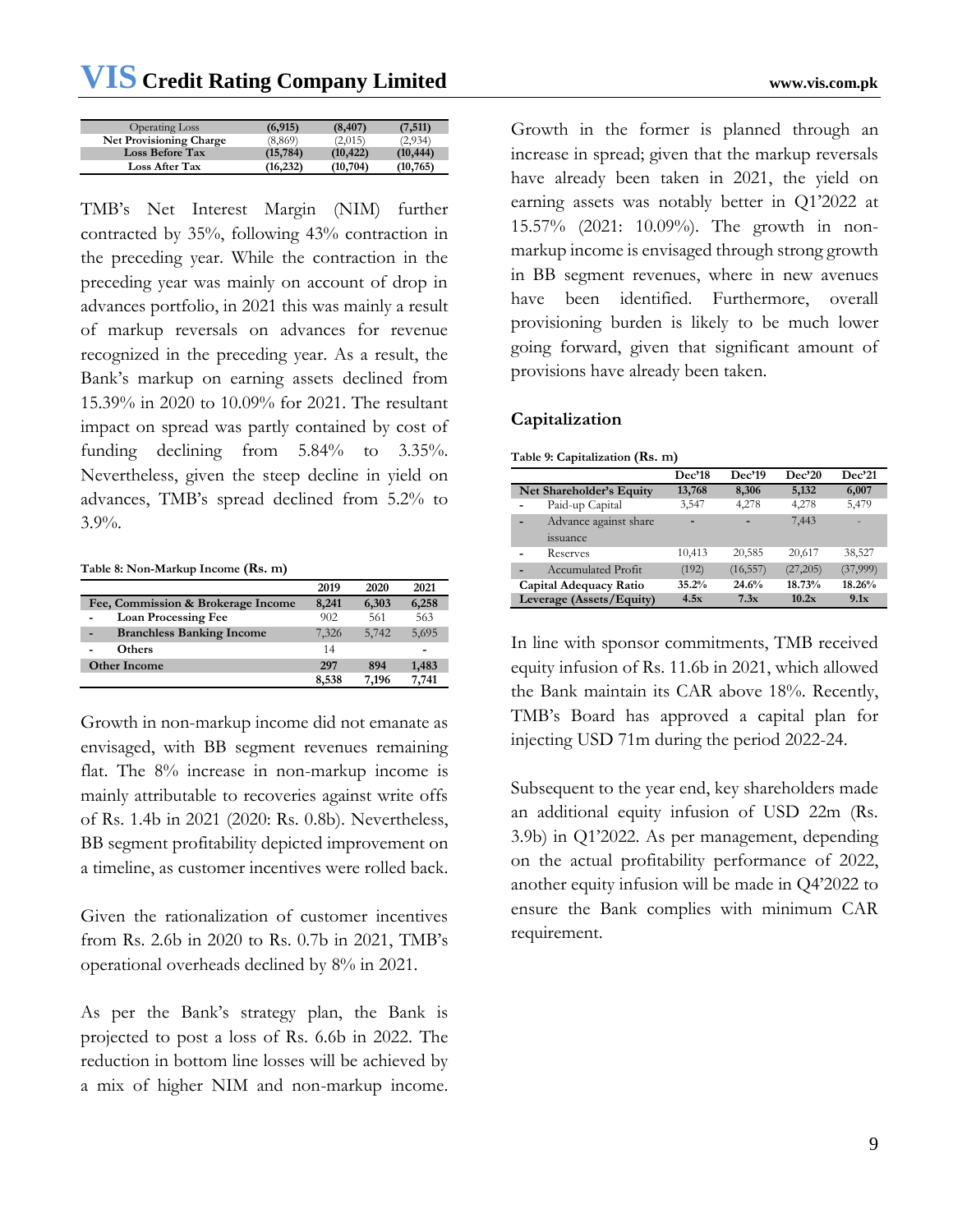| | | | |
|---|---|---|---|
| Operating Loss | (6,915) | (8,407) | (7,511) |
| **Net Provisioning Charge** | (8,869) | (2,015) | (2,934) |
| **Loss Before Tax** | **(15,784)** | **(10,422)** | **(10,444)** |
| **Loss After Tax** | **(16,232)** | **(10,704)** | **(10,765)** |

TMB's Net Interest Margin (NIM) further contracted by 35%, following 43% contraction in the preceding year. While the contraction in the preceding year was mainly on account of drop in advances portfolio, in 2021 this was mainly a result of markup reversals on advances for revenue recognized in the preceding year. As a result, the Bank's markup on earning assets declined from 15.39% in 2020 to 10.09% for 2021. The resultant impact on spread was partly contained by cost of funding declining from 5.84% to 3.35%. Nevertheless, given the steep decline in yield on advances, TMB's spread declined from 5.2% to 3.9%.

**Table 8: Non-Markup Income (Rs. m)**

| | 2019 | 2020 | 2021 |
|---|---|---|---|
| **Fee, Commission & Brokerage Income** | **8,241** | **6,303** | **6,258** |
| - **Loan Processing Fee** | 902 | 561 | 563 |
| - **Branchless Banking Income** | 7,326 | 5,742 | 5,695 |
| - **Others** | 14 | | - |
| **Other Income** | **297** | **894** | **1,483** |
| | **8,538** | **7,196** | **7,741** |

Growth in non-markup income did not emanate as envisaged, with BB segment revenues remaining flat. The 8% increase in non-markup income is mainly attributable to recoveries against write offs of Rs. 1.4b in 2021 (2020: Rs. 0.8b). Nevertheless, BB segment profitability depicted improvement on a timeline, as customer incentives were rolled back.

Given the rationalization of customer incentives from Rs. 2.6b in 2020 to Rs. 0.7b in 2021, TMB's operational overheads declined by 8% in 2021.

As per the Bank's strategy plan, the Bank is projected to post a loss of Rs. 6.6b in 2022. The reduction in bottom line losses will be achieved by a mix of higher NIM and non-markup income. Growth in the former is planned through an increase in spread; given that the markup reversals have already been taken in 2021, the yield on earning assets was notably better in Q1'2022 at 15.57% (2021: 10.09%). The growth in non-markup income is envisaged through strong growth in BB segment revenues, where in new avenues have been identified. Furthermore, overall provisioning burden is likely to be much lower going forward, given that significant amount of provisions have already been taken.

## Capitalization

**Table 9: Capitalization (Rs. m)**

| | Dec'18 | Dec'19 | Dec'20 | Dec'21 |
|---|---|---|---|---|
| **Net Shareholder's Equity** | **13,768** | **8,306** | **5,132** | **6,007** |
| - Paid-up Capital | 3,547 | 4,278 | 4,278 | 5,479 |
| - Advance against share issuance | - | - | 7,443 | - |
| - Reserves | 10,413 | 20,585 | 20,617 | 38,527 |
| - Accumulated Profit | (192) | (16,557) | (27,205) | (37,999) |
| **Capital Adequacy Ratio** | **35.2%** | **24.6%** | **18.73%** | **18.26%** |
| **Leverage (Assets/Equity)** | **4.5x** | **7.3x** | **10.2x** | **9.1x** |

In line with sponsor commitments, TMB received equity infusion of Rs. 11.6b in 2021, which allowed the Bank maintain its CAR above 18%. Recently, TMB's Board has approved a capital plan for injecting USD 71m during the period 2022-24.

Subsequent to the year end, key shareholders made an additional equity infusion of USD 22m (Rs. 3.9b) in Q1'2022. As per management, depending on the actual profitability performance of 2022, another equity infusion will be made in Q4'2022 to ensure the Bank complies with minimum CAR requirement.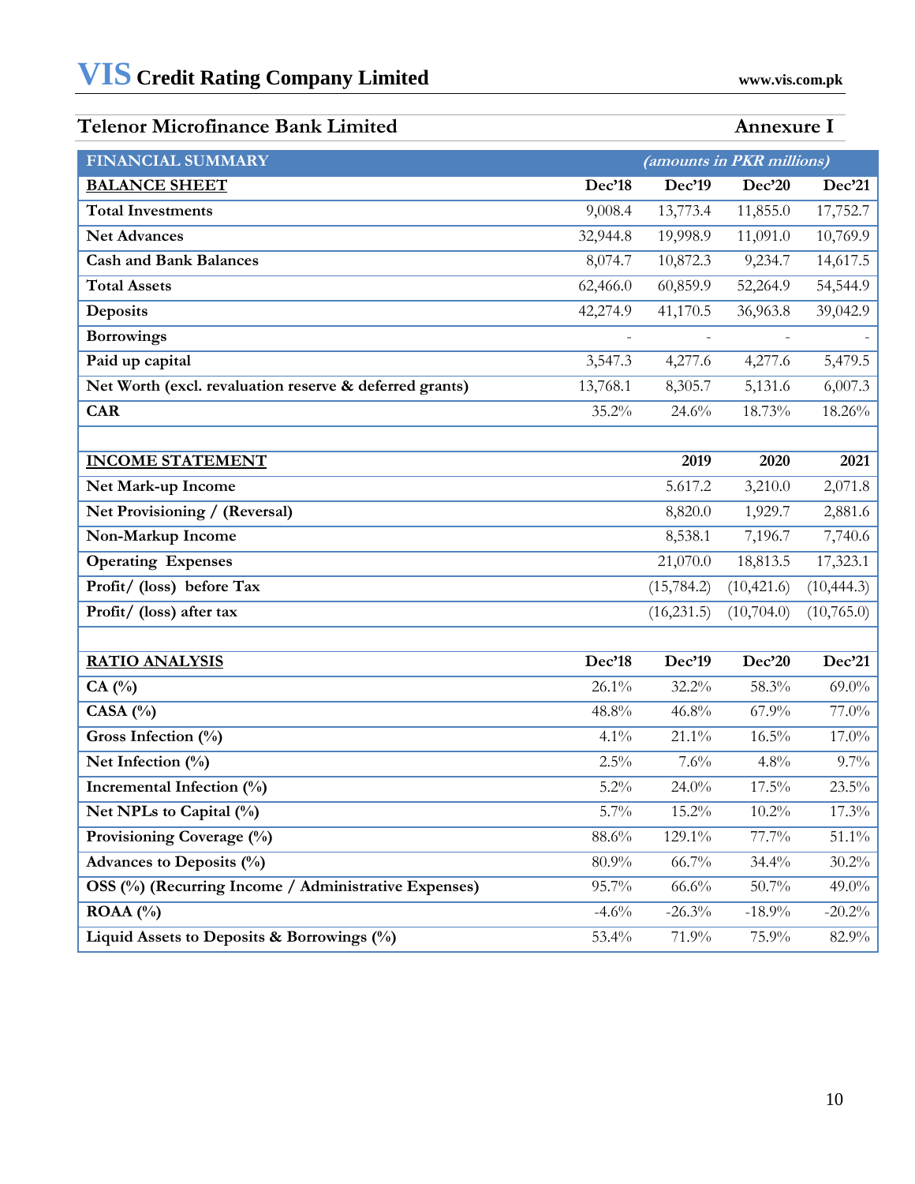## Telenor Microfinance Bank Limited — Annexure I

| FINANCIAL SUMMARY | *(amounts in PKR millions)* | | | |
|---|---|---|---|---|
| **BALANCE SHEET** | **Dec'18** | **Dec'19** | **Dec'20** | **Dec'21** |
| **Total Investments** | 9,008.4 | 13,773.4 | 11,855.0 | 17,752.7 |
| **Net Advances** | 32,944.8 | 19,998.9 | 11,091.0 | 10,769.9 |
| **Cash and Bank Balances** | 8,074.7 | 10,872.3 | 9,234.7 | 14,617.5 |
| **Total Assets** | 62,466.0 | 60,859.9 | 52,264.9 | 54,544.9 |
| **Deposits** | 42,274.9 | 41,170.5 | 36,963.8 | 39,042.9 |
| **Borrowings** | - | - | - | - |
| **Paid up capital** | 3,547.3 | 4,277.6 | 4,277.6 | 5,479.5 |
| **Net Worth (excl. revaluation reserve & deferred grants)** | 13,768.1 | 8,305.7 | 5,131.6 | 6,007.3 |
| **CAR** | 35.2% | 24.6% | 18.73% | 18.26% |
| | | | | |
| **INCOME STATEMENT** | | **2019** | **2020** | **2021** |
| **Net Mark-up Income** | | 5.617.2 | 3,210.0 | 2,071.8 |
| **Net Provisioning / (Reversal)** | | 8,820.0 | 1,929.7 | 2,881.6 |
| **Non-Markup Income** | | 8,538.1 | 7,196.7 | 7,740.6 |
| **Operating Expenses** | | 21,070.0 | 18,813.5 | 17,323.1 |
| **Profit/ (loss) before Tax** | | (15,784.2) | (10,421.6) | (10,444.3) |
| **Profit/ (loss) after tax** | | (16,231.5) | (10,704.0) | (10,765.0) |
| | | | | |
| **RATIO ANALYSIS** | **Dec'18** | **Dec'19** | **Dec'20** | **Dec'21** |
| **CA (%)** | 26.1% | 32.2% | 58.3% | 69.0% |
| **CASA (%)** | 48.8% | 46.8% | 67.9% | 77.0% |
| **Gross Infection (%)** | 4.1% | 21.1% | 16.5% | 17.0% |
| **Net Infection (%)** | 2.5% | 7.6% | 4.8% | 9.7% |
| **Incremental Infection (%)** | 5.2% | 24.0% | 17.5% | 23.5% |
| **Net NPLs to Capital (%)** | 5.7% | 15.2% | 10.2% | 17.3% |
| **Provisioning Coverage (%)** | 88.6% | 129.1% | 77.7% | 51.1% |
| **Advances to Deposits (%)** | 80.9% | 66.7% | 34.4% | 30.2% |
| **OSS (%) (Recurring Income / Administrative Expenses)** | 95.7% | 66.6% | 50.7% | 49.0% |
| **ROAA (%)** | -4.6% | -26.3% | -18.9% | -20.2% |
| **Liquid Assets to Deposits & Borrowings (%)** | 53.4% | 71.9% | 75.9% | 82.9% |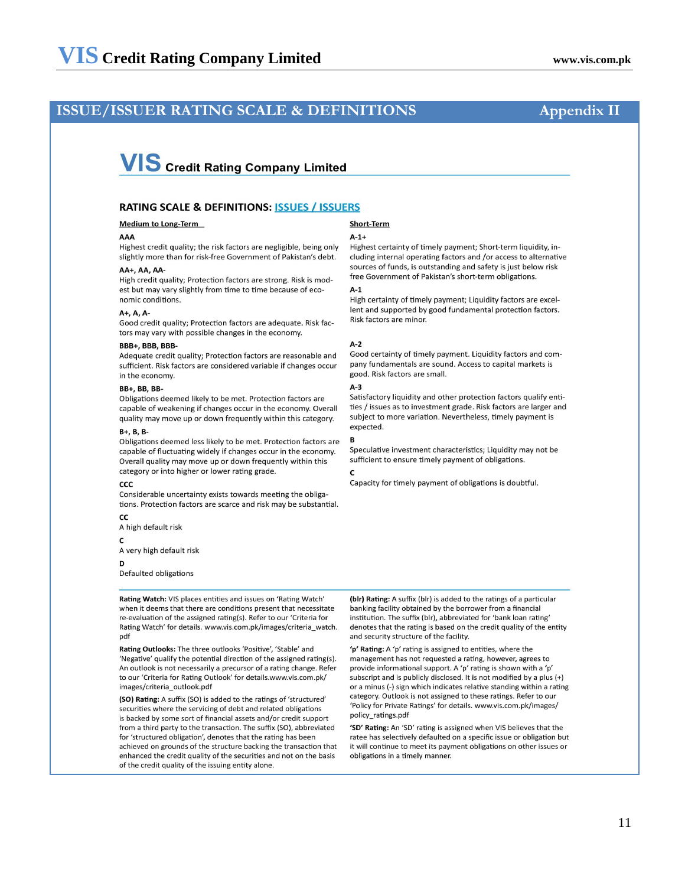## ISSUE/ISSUER RATING SCALE & DEFINITIONS — Appendix II

**VIS Credit Rating Company Limited**

### RATING SCALE & DEFINITIONS: ISSUES / ISSUERS

#### Medium to Long-Term

**AAA**
Highest credit quality; the risk factors are negligible, being only slightly more than for risk-free Government of Pakistan's debt.

**AA+, AA, AA-**
High credit quality; Protection factors are strong. Risk is modest but may vary slightly from time to time because of economic conditions.

**A+, A, A-**
Good credit quality; Protection factors are adequate. Risk factors may vary with possible changes in the economy.

**BBB+, BBB, BBB-**
Adequate credit quality; Protection factors are reasonable and sufficient. Risk factors are considered variable if changes occur in the economy.

**BB+, BB, BB-**
Obligations deemed likely to be met. Protection factors are capable of weakening if changes occur in the economy. Overall quality may move up or down frequently within this category.

**B+, B, B-**
Obligations deemed less likely to be met. Protection factors are capable of fluctuating widely if changes occur in the economy. Overall quality may move up or down frequently within this category or into higher or lower rating grade.

**CCC**
Considerable uncertainty exists towards meeting the obligations. Protection factors are scarce and risk may be substantial.

**CC**
A high default risk

**C**
A very high default risk

**D**
Defaulted obligations

#### Short-Term

**A-1+**
Highest certainty of timely payment; Short-term liquidity, including internal operating factors and /or access to alternative sources of funds, is outstanding and safety is just below risk free Government of Pakistan's short-term obligations.

**A-1**
High certainty of timely payment; Liquidity factors are excellent and supported by good fundamental protection factors. Risk factors are minor.

**A-2**
Good certainty of timely payment. Liquidity factors and company fundamentals are sound. Access to capital markets is good. Risk factors are small.

**A-3**
Satisfactory liquidity and other protection factors qualify entities / issues as to investment grade. Risk factors are larger and subject to more variation. Nevertheless, timely payment is expected.

**B**
Speculative investment characteristics; Liquidity may not be sufficient to ensure timely payment of obligations.

**C**
Capacity for timely payment of obligations is doubtful.

---

**Rating Watch:** VIS places entities and issues on 'Rating Watch' when it deems that there are conditions present that necessitate re-evaluation of the assigned rating(s). Refer to our 'Criteria for Rating Watch' for details. www.vis.com.pk/images/criteria_watch.pdf

**Rating Outlooks:** The three outlooks 'Positive', 'Stable' and 'Negative' qualify the potential direction of the assigned rating(s). An outlook is not necessarily a precursor of a rating change. Refer to our 'Criteria for Rating Outlook' for details.www.vis.com.pk/images/criteria_outlook.pdf

**(SO) Rating:** A suffix (SO) is added to the ratings of 'structured' securities where the servicing of debt and related obligations is backed by some sort of financial assets and/or credit support from a third party to the transaction. The suffix (SO), abbreviated for 'structured obligation', denotes that the rating has been achieved on grounds of the structure backing the transaction that enhanced the credit quality of the securities and not on the basis of the credit quality of the issuing entity alone.

**(blr) Rating:** A suffix (blr) is added to the ratings of a particular banking facility obtained by the borrower from a financial institution. The suffix (blr), abbreviated for 'bank loan rating' denotes that the rating is based on the credit quality of the entity and security structure of the facility.

**'p' Rating:** A 'p' rating is assigned to entities, where the management has not requested a rating, however, agrees to provide informational support. A 'p' rating is shown with a 'p' subscript and is publicly disclosed. It is not modified by a plus (+) or a minus (-) sign which indicates relative standing within a rating category. Outlook is not assigned to these ratings. Refer to our 'Policy for Private Ratings' for details. www.vis.com.pk/images/policy_ratings.pdf

**'SD' Rating:** An 'SD' rating is assigned when VIS believes that the ratee has selectively defaulted on a specific issue or obligation but it will continue to meet its payment obligations on other issues or obligations in a timely manner.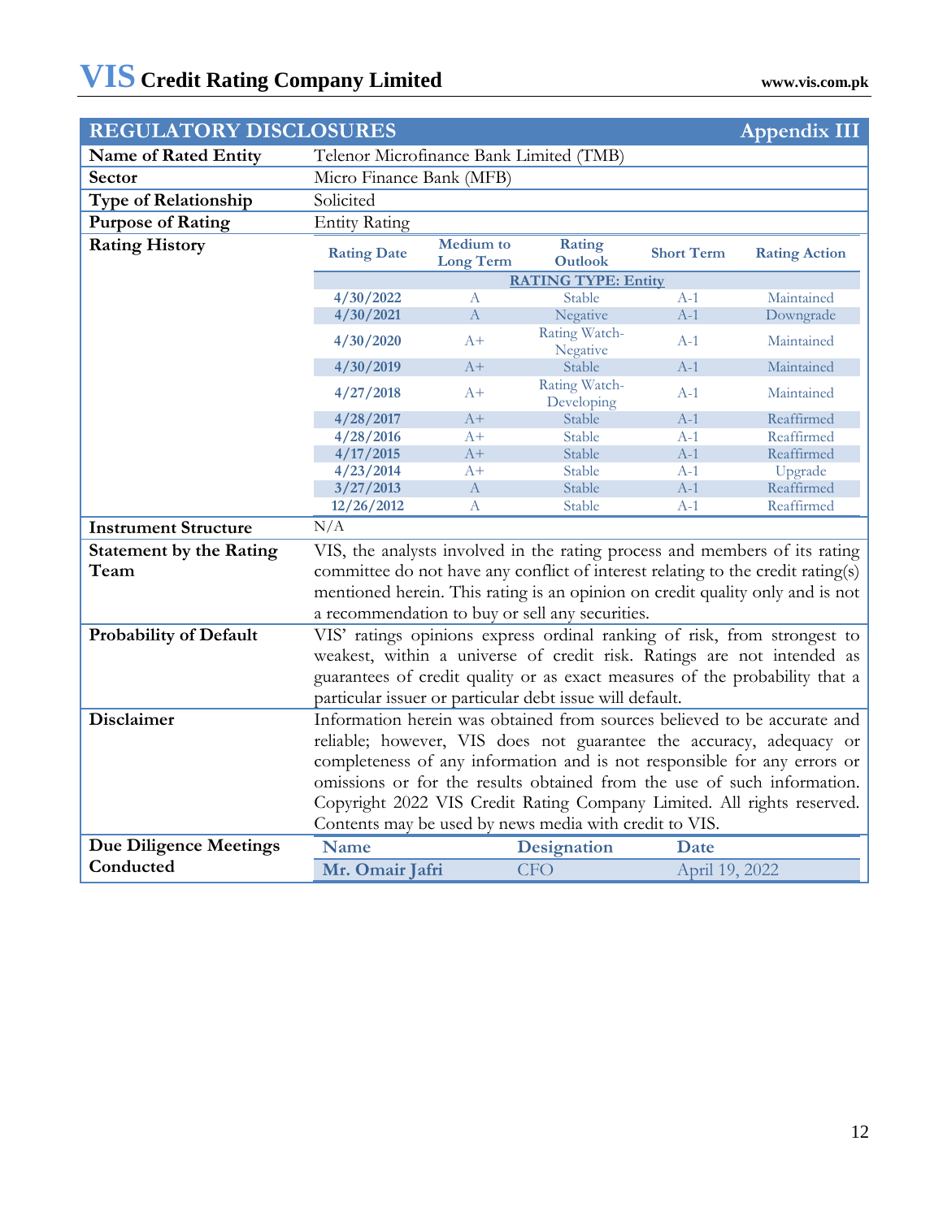## REGULATORY DISCLOSURES — Appendix III

| | |
|---|---|
| **Name of Rated Entity** | Telenor Microfinance Bank Limited (TMB) |
| **Sector** | Micro Finance Bank (MFB) |
| **Type of Relationship** | Solicited |
| **Purpose of Rating** | Entity Rating |

**Rating History**

| Rating Date | Medium to Long Term | Rating Outlook | Short Term | Rating Action |
|---|---|---|---|---|
| **RATING TYPE: Entity** | | | | |
| 4/30/2022 | A | Stable | A-1 | Maintained |
| 4/30/2021 | A | Negative | A-1 | Downgrade |
| 4/30/2020 | A+ | Rating Watch-Negative | A-1 | Maintained |
| 4/30/2019 | A+ | Stable | A-1 | Maintained |
| 4/27/2018 | A+ | Rating Watch-Developing | A-1 | Maintained |
| 4/28/2017 | A+ | Stable | A-1 | Reaffirmed |
| 4/28/2016 | A+ | Stable | A-1 | Reaffirmed |
| 4/17/2015 | A+ | Stable | A-1 | Reaffirmed |
| 4/23/2014 | A+ | Stable | A-1 | Upgrade |
| 3/27/2013 | A | Stable | A-1 | Reaffirmed |
| 12/26/2012 | A | Stable | A-1 | Reaffirmed |

| | |
|---|---|
| **Instrument Structure** | N/A |
| **Statement by the Rating Team** | VIS, the analysts involved in the rating process and members of its rating committee do not have any conflict of interest relating to the credit rating(s) mentioned herein. This rating is an opinion on credit quality only and is not a recommendation to buy or sell any securities. |
| **Probability of Default** | VIS' ratings opinions express ordinal ranking of risk, from strongest to weakest, within a universe of credit risk. Ratings are not intended as guarantees of credit quality or as exact measures of the probability that a particular issuer or particular debt issue will default. |
| **Disclaimer** | Information herein was obtained from sources believed to be accurate and reliable; however, VIS does not guarantee the accuracy, adequacy or completeness of any information and is not responsible for any errors or omissions or for the results obtained from the use of such information. Copyright 2022 VIS Credit Rating Company Limited. All rights reserved. Contents may be used by news media with credit to VIS. |

**Due Diligence Meetings Conducted**

| Name | Designation | Date |
|---|---|---|
| Mr. Omair Jafri | CFO | April 19, 2022 |